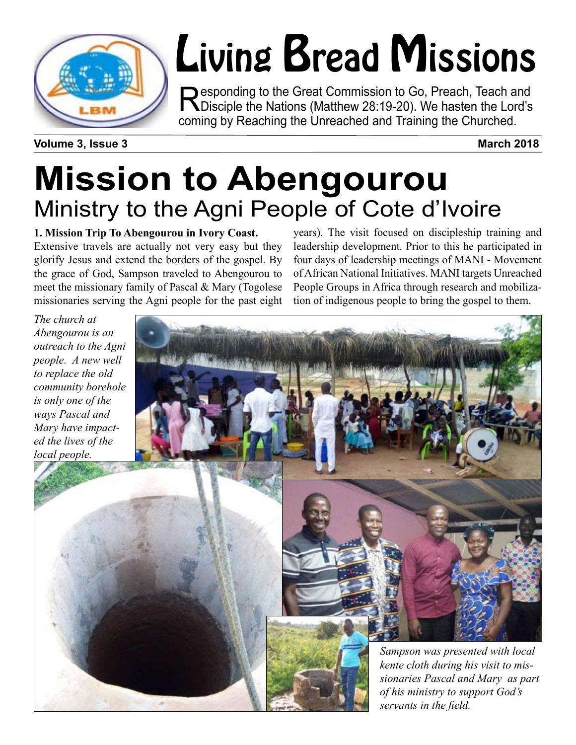# Living Bread Missions

Responding to the Great Commission to Go, Preach, Teach and Disciple the Nations (Matthew 28:19-20). We hasten the Lord's coming by Reaching the Unreached and Training the Churched.

**Volume 3, Issue 3** **March 2018**

# Mission to Abengourou

## Ministry to the Agni People of Cote d'Ivoire

**1. Mission Trip To Abengourou in Ivory Coast.**

Extensive travels are actually not very easy but they glorify Jesus and extend the borders of the gospel. By the grace of God, Sampson traveled to Abengourou to meet the missionary family of Pascal & Mary (Togolese missionaries serving the Agni people for the past eight years). The visit focused on discipleship training and leadership development. Prior to this he participated in four days of leadership meetings of MANI - Movement of African National Initiatives. MANI targets Unreached People Groups in Africa through research and mobilization of indigenous people to bring the gospel to them.

*The church at Abengourou is an outreach to the Agni people. A new well to replace the old community borehole is only one of the ways Pascal and Mary have impacted the lives of the local people.*

*Sampson was presented with local kente cloth during his visit to missionaries Pascal and Mary as part of his ministry to support God's servants in the field.*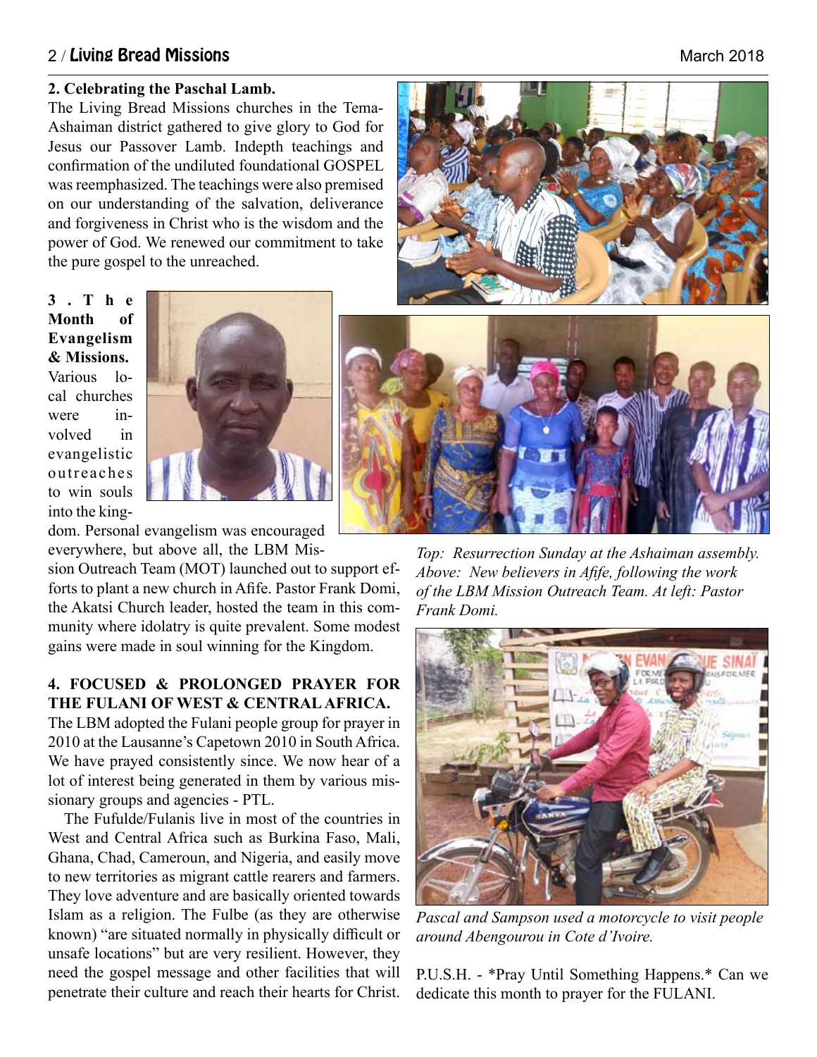## 2. Celebrating the Paschal Lamb.

The Living Bread Missions churches in the Tema-Ashaiman district gathered to give glory to God for Jesus our Passover Lamb. Indepth teachings and confirmation of the undiluted foundational GOSPEL was reemphasized. The teachings were also premised on our understanding of the salvation, deliverance and forgiveness in Christ who is the wisdom and the power of God. We renewed our commitment to take the pure gospel to the unreached.

## 3. The Month of Evangelism & Missions.

Various local churches were involved in evangelistic outreaches to win souls into the kingdom. Personal evangelism was encouraged everywhere, but above all, the LBM Mission Outreach Team (MOT) launched out to support efforts to plant a new church in Afife. Pastor Frank Domi, the Akatsi Church leader, hosted the team in this community where idolatry is quite prevalent. Some modest gains were made in soul winning for the Kingdom.

*Top: Resurrection Sunday at the Ashaiman assembly. Above: New believers in Afife, following the work of the LBM Mission Outreach Team. At left: Pastor Frank Domi.*

## 4. FOCUSED & PROLONGED PRAYER FOR THE FULANI OF WEST & CENTRAL AFRICA.

The LBM adopted the Fulani people group for prayer in 2010 at the Lausanne's Capetown 2010 in South Africa. We have prayed consistently since. We now hear of a lot of interest being generated in them by various missionary groups and agencies - PTL.

The Fufulde/Fulanis live in most of the countries in West and Central Africa such as Burkina Faso, Mali, Ghana, Chad, Cameroun, and Nigeria, and easily move to new territories as migrant cattle rearers and farmers. They love adventure and are basically oriented towards Islam as a religion. The Fulbe (as they are otherwise known) "are situated normally in physically difficult or unsafe locations" but are very resilient. However, they need the gospel message and other facilities that will penetrate their culture and reach their hearts for Christ.

*Pascal and Sampson used a motorcycle to visit people around Abengourou in Cote d'Ivoire.*

P.U.S.H. - *Pray Until Something Happens.* Can we dedicate this month to prayer for the FULANI.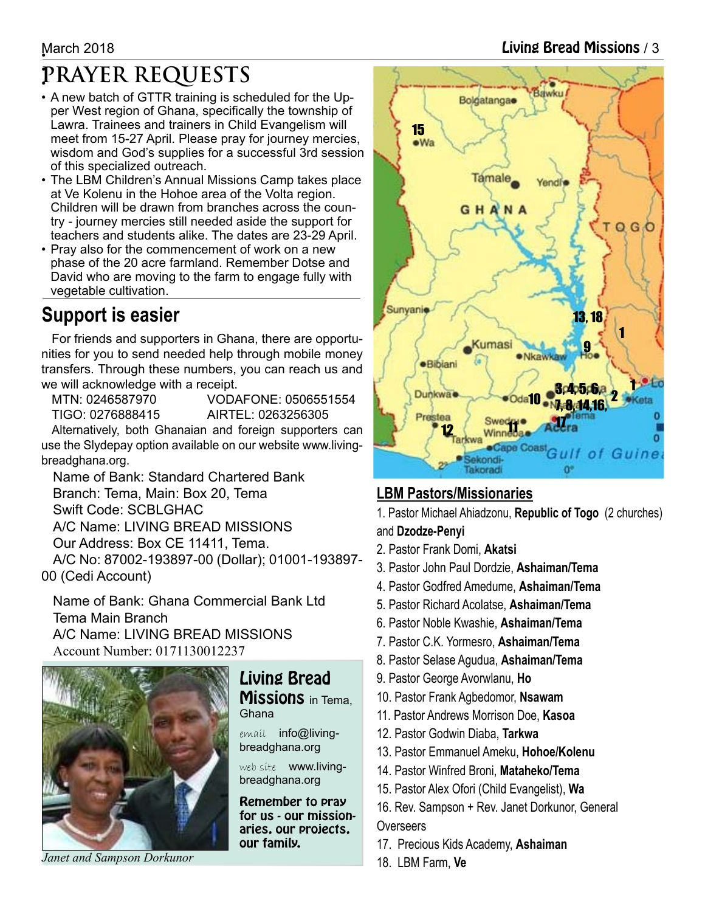# PRAYER REQUESTS

- A new batch of GTTR training is scheduled for the Upper West region of Ghana, specifically the township of Lawra. Trainees and trainers in Child Evangelism will meet from 15-27 April. Please pray for journey mercies, wisdom and God's supplies for a successful 3rd session of this specialized outreach.
- The LBM Children's Annual Missions Camp takes place at Ve Kolenu in the Hohoe area of the Volta region. Children will be drawn from branches across the country - journey mercies still needed aside the support for teachers and students alike. The dates are 23-29 April.
- Pray also for the commencement of work on a new phase of the 20 acre farmland. Remember Dotse and David who are moving to the farm to engage fully with vegetable cultivation.

## Support is easier

For friends and supporters in Ghana, there are opportunities for you to send needed help through mobile money transfers. Through these numbers, you can reach us and we will acknowledge with a receipt.

MTN: 0246587970 VODAFONE: 0506551554
TIGO: 0276888415 AIRTEL: 0263256305

Alternatively, both Ghanaian and foreign supporters can use the Slydepay option available on our website www.livingbreadghana.org.

Name of Bank: Standard Chartered Bank
Branch: Tema, Main: Box 20, Tema
Swift Code: SCBLGHAC
A/C Name: LIVING BREAD MISSIONS
Our Address: Box CE 11411, Tema.
A/C No: 87002-193897-00 (Dollar); 01001-193897-00 (Cedi Account)

Name of Bank: Ghana Commercial Bank Ltd
Tema Main Branch
A/C Name: LIVING BREAD MISSIONS
Account Number: 0171130012237

*Janet and Sampson Dorkunor*

**Living Bread Missions** in Tema, Ghana

email info@livingbreadghana.org

web site www.livingbreadghana.org

**Remember to pray for us - our missionaries, our projects, our family.**

Bolgatanga
Bawku
15
Wa
Tamale
Yendi
GHANA
TOGO
Sunyani
13, 18
1
Kumasi
9
Nkawkaw
Ho
Bibiani
1
Lo
Dunkwa
Oda
10
3, 4, 5, 6,
7, 8, 14, 16,
2
Keta
Tema
17
Accra
Prestea
12
Tarkwa
Swedru
11
Winneba
Cape Coast
Sekondi-Takoradi
Gulf of Guinea

## LBM Pastors/Missionaries

1. Pastor Michael Ahiadzonu, **Republic of Togo** (2 churches) and **Dzodze-Penyi**
2. Pastor Frank Domi, **Akatsi**
3. Pastor John Paul Dordzie, **Ashaiman/Tema**
4. Pastor Godfred Amedume, **Ashaiman/Tema**
5. Pastor Richard Acolatse, **Ashaiman/Tema**
6. Pastor Noble Kwashie, **Ashaiman/Tema**
7. Pastor C.K. Yormesro, **Ashaiman/Tema**
8. Pastor Selase Agudua, **Ashaiman/Tema**
9. Pastor George Avorwlanu, **Ho**
10. Pastor Frank Agbedomor, **Nsawam**
11. Pastor Andrews Morrison Doe, **Kasoa**
12. Pastor Godwin Diaba, **Tarkwa**
13. Pastor Emmanuel Ameku, **Hohoe/Kolenu**
14. Pastor Winfred Broni, **Mataheko/Tema**
15. Pastor Alex Ofori (Child Evangelist), **Wa**
16. Rev. Sampson + Rev. Janet Dorkunor, General Overseers
17. Precious Kids Academy, **Ashaiman**
18. LBM Farm, **Ve**